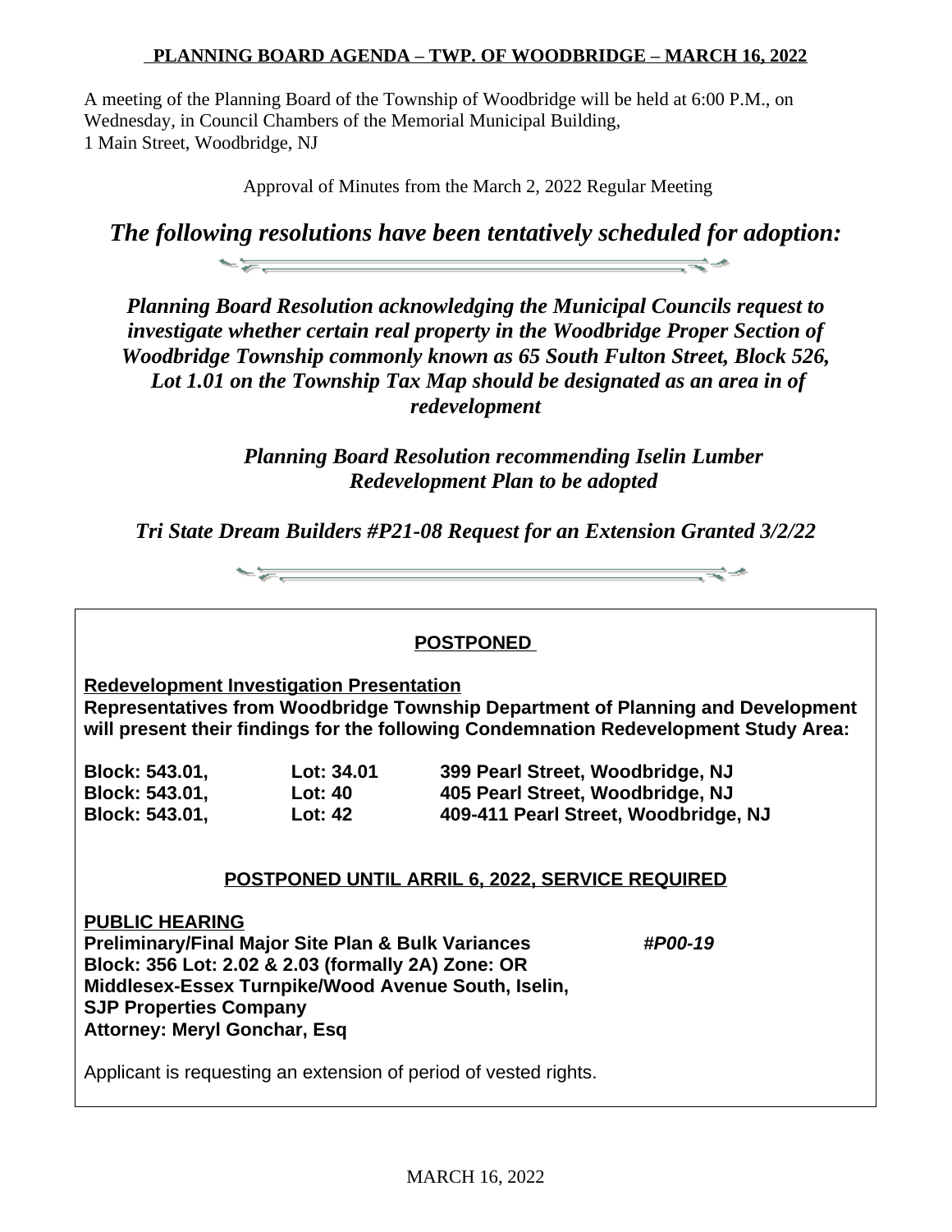# PLANNING BOARD AGENDA – TWP. OF WOODBRIDGE – MARCH 16, 2022

A meeting of the Planning Board of the Township of Woodbridge will be held at 6:00 P.M., on Wednesday, in Council Chambers of the Memorial Municipal Building, 1 Main Street, Woodbridge, NJ

Approval of Minutes from the March 2, 2022 Regular Meeting

## *The following resolutions have been tentatively scheduled for adoption:*

***Planning Board Resolution acknowledging the Municipal Councils request to investigate whether certain real property in the Woodbridge Proper Section of Woodbridge Township commonly known as 65 South Fulton Street, Block 526, Lot 1.01 on the Township Tax Map should be designated as an area in of redevelopment***

***Planning Board Resolution recommending Iselin Lumber Redevelopment Plan to be adopted***

***Tri State Dream Builders #P21-08 Request for an Extension Granted 3/2/22***

---

**POSTPONED**

**Redevelopment Investigation Presentation**
**Representatives from Woodbridge Township Department of Planning and Development will present their findings for the following Condemnation Redevelopment Study Area:**

| | | |
|---|---|---|
| **Block: 543.01,** | **Lot: 34.01** | **399 Pearl Street, Woodbridge, NJ** |
| **Block: 543.01,** | **Lot: 40** | **405 Pearl Street, Woodbridge, NJ** |
| **Block: 543.01,** | **Lot: 42** | **409-411 Pearl Street, Woodbridge, NJ** |

**POSTPONED UNTIL ARRIL 6, 2022, SERVICE REQUIRED**

**PUBLIC HEARING**
**Preliminary/Final Major Site Plan & Bulk Variances** ***#P00-19***
**Block: 356 Lot: 2.02 & 2.03 (formally 2A) Zone: OR**
**Middlesex-Essex Turnpike/Wood Avenue South, Iselin,**
**SJP Properties Company**
**Attorney: Meryl Gonchar, Esq**

Applicant is requesting an extension of period of vested rights.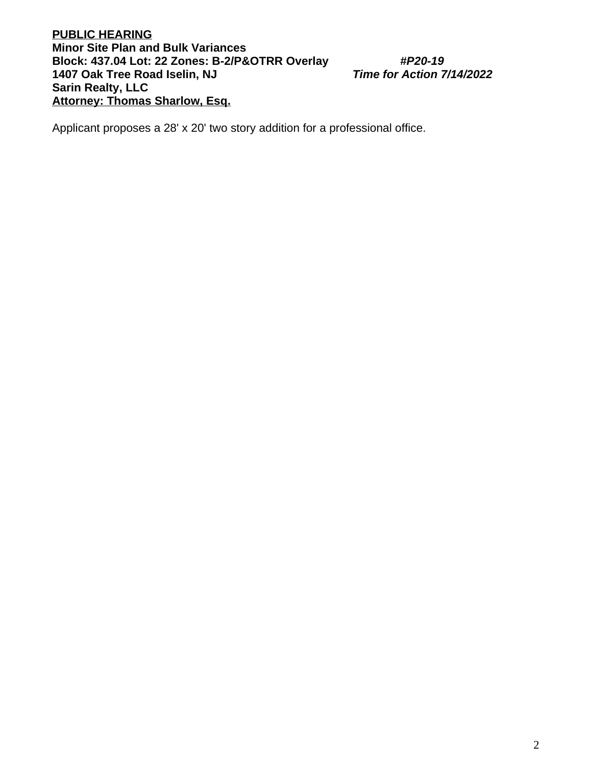**PUBLIC HEARING**
**Minor Site Plan and Bulk Variances**
**Block: 437.04 Lot: 22 Zones: B-2/P&OTRR Overlay** ***#P20-19***
**1407 Oak Tree Road Iselin, NJ** ***Time for Action 7/14/2022***
**Sarin Realty, LLC**
**Attorney: Thomas Sharlow, Esq.**

Applicant proposes a 28' x 20' two story addition for a professional office.